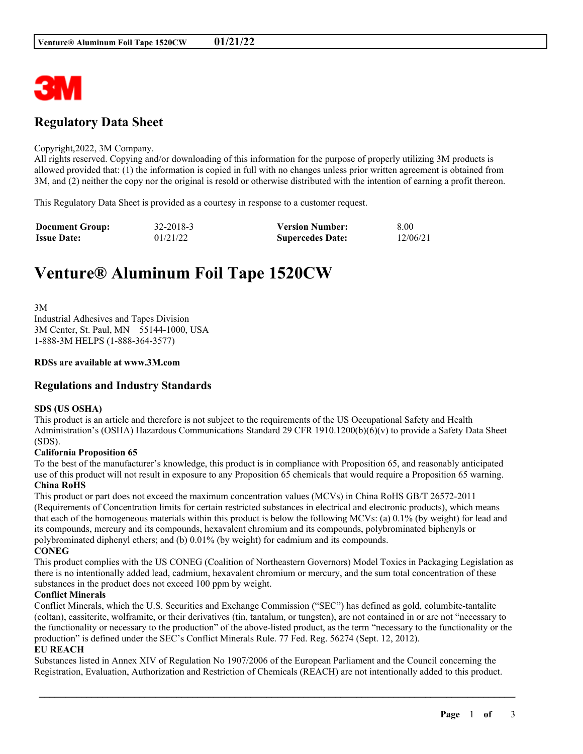# Regulatory Data Sheet

Copyright,2022, 3M Company.
All rights reserved. Copying and/or downloading of this information for the purpose of properly utilizing 3M products is allowed provided that: (1) the information is copied in full with no changes unless prior written agreement is obtained from 3M, and (2) neither the copy nor the original is resold or otherwise distributed with the intention of earning a profit thereon.

This Regulatory Data Sheet is provided as a courtesy in response to a customer request.

| **Document Group:** | 32-2018-3 | **Version Number:** | 8.00 |
|---|---|---|---|
| **Issue Date:** | 01/21/22 | **Supercedes Date:** | 12/06/21 |

# Venture® Aluminum Foil Tape 1520CW

3M
Industrial Adhesives and Tapes Division
3M Center, St. Paul, MN 55144-1000, USA
1-888-3M HELPS (1-888-364-3577)

**RDSs are available at www.3M.com**

## Regulations and Industry Standards

**SDS (US OSHA)**
This product is an article and therefore is not subject to the requirements of the US Occupational Safety and Health Administration's (OSHA) Hazardous Communications Standard 29 CFR 1910.1200(b)(6)(v) to provide a Safety Data Sheet (SDS).

**California Proposition 65**
To the best of the manufacturer's knowledge, this product is in compliance with Proposition 65, and reasonably anticipated use of this product will not result in exposure to any Proposition 65 chemicals that would require a Proposition 65 warning.

**China RoHS**
This product or part does not exceed the maximum concentration values (MCVs) in China RoHS GB/T 26572-2011 (Requirements of Concentration limits for certain restricted substances in electrical and electronic products), which means that each of the homogeneous materials within this product is below the following MCVs: (a) 0.1% (by weight) for lead and its compounds, mercury and its compounds, hexavalent chromium and its compounds, polybrominated biphenyls or polybrominated diphenyl ethers; and (b) 0.01% (by weight) for cadmium and its compounds.

**CONEG**
This product complies with the US CONEG (Coalition of Northeastern Governors) Model Toxics in Packaging Legislation as there is no intentionally added lead, cadmium, hexavalent chromium or mercury, and the sum total concentration of these substances in the product does not exceed 100 ppm by weight.

**Conflict Minerals**
Conflict Minerals, which the U.S. Securities and Exchange Commission ("SEC") has defined as gold, columbite-tantalite (coltan), cassiterite, wolframite, or their derivatives (tin, tantalum, or tungsten), are not contained in or are not "necessary to the functionality or necessary to the production" of the above-listed product, as the term "necessary to the functionality or the production" is defined under the SEC's Conflict Minerals Rule. 77 Fed. Reg. 56274 (Sept. 12, 2012).

**EU REACH**
Substances listed in Annex XIV of Regulation No 1907/2006 of the European Parliament and the Council concerning the Registration, Evaluation, Authorization and Restriction of Chemicals (REACH) are not intentionally added to this product.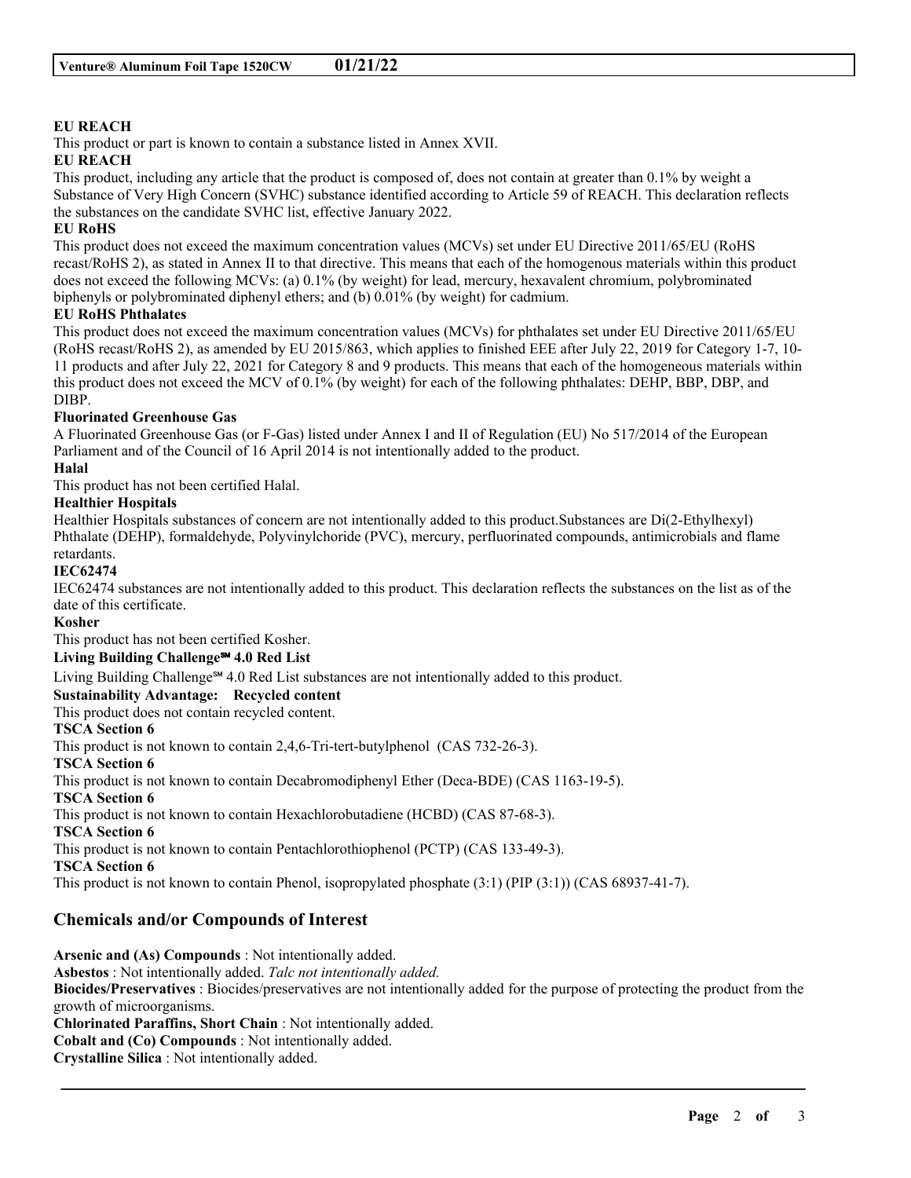**EU REACH**

This product or part is known to contain a substance listed in Annex XVII.

**EU REACH**

This product, including any article that the product is composed of, does not contain at greater than 0.1% by weight a Substance of Very High Concern (SVHC) substance identified according to Article 59 of REACH. This declaration reflects the substances on the candidate SVHC list, effective January 2022.

**EU RoHS**

This product does not exceed the maximum concentration values (MCVs) set under EU Directive 2011/65/EU (RoHS recast/RoHS 2), as stated in Annex II to that directive. This means that each of the homogenous materials within this product does not exceed the following MCVs: (a) 0.1% (by weight) for lead, mercury, hexavalent chromium, polybrominated biphenyls or polybrominated diphenyl ethers; and (b) 0.01% (by weight) for cadmium.

**EU RoHS Phthalates**

This product does not exceed the maximum concentration values (MCVs) for phthalates set under EU Directive 2011/65/EU (RoHS recast/RoHS 2), as amended by EU 2015/863, which applies to finished EEE after July 22, 2019 for Category 1-7, 10-11 products and after July 22, 2021 for Category 8 and 9 products. This means that each of the homogeneous materials within this product does not exceed the MCV of 0.1% (by weight) for each of the following phthalates: DEHP, BBP, DBP, and DIBP.

**Fluorinated Greenhouse Gas**

A Fluorinated Greenhouse Gas (or F-Gas) listed under Annex I and II of Regulation (EU) No 517/2014 of the European Parliament and of the Council of 16 April 2014 is not intentionally added to the product.

**Halal**

This product has not been certified Halal.

**Healthier Hospitals**

Healthier Hospitals substances of concern are not intentionally added to this product.Substances are Di(2-Ethylhexyl) Phthalate (DEHP), formaldehyde, Polyvinylchoride (PVC), mercury, perfluorinated compounds, antimicrobials and flame retardants.

**IEC62474**

IEC62474 substances are not intentionally added to this product. This declaration reflects the substances on the list as of the date of this certificate.

**Kosher**

This product has not been certified Kosher.

**Living Building Challenge℠ 4.0 Red List**

Living Building Challenge℠ 4.0 Red List substances are not intentionally added to this product.

**Sustainability Advantage: Recycled content**

This product does not contain recycled content.

**TSCA Section 6**

This product is not known to contain 2,4,6-Tri-tert-butylphenol (CAS 732-26-3).

**TSCA Section 6**

This product is not known to contain Decabromodiphenyl Ether (Deca-BDE) (CAS 1163-19-5).

**TSCA Section 6**

This product is not known to contain Hexachlorobutadiene (HCBD) (CAS 87-68-3).

**TSCA Section 6**

This product is not known to contain Pentachlorothiophenol (PCTP) (CAS 133-49-3).

**TSCA Section 6**

This product is not known to contain Phenol, isopropylated phosphate (3:1) (PIP (3:1)) (CAS 68937-41-7).

## Chemicals and/or Compounds of Interest

**Arsenic and (As) Compounds** : Not intentionally added.

**Asbestos** : Not intentionally added. *Talc not intentionally added.*

**Biocides/Preservatives** : Biocides/preservatives are not intentionally added for the purpose of protecting the product from the growth of microorganisms.

**Chlorinated Paraffins, Short Chain** : Not intentionally added.

**Cobalt and (Co) Compounds** : Not intentionally added.

**Crystalline Silica** : Not intentionally added.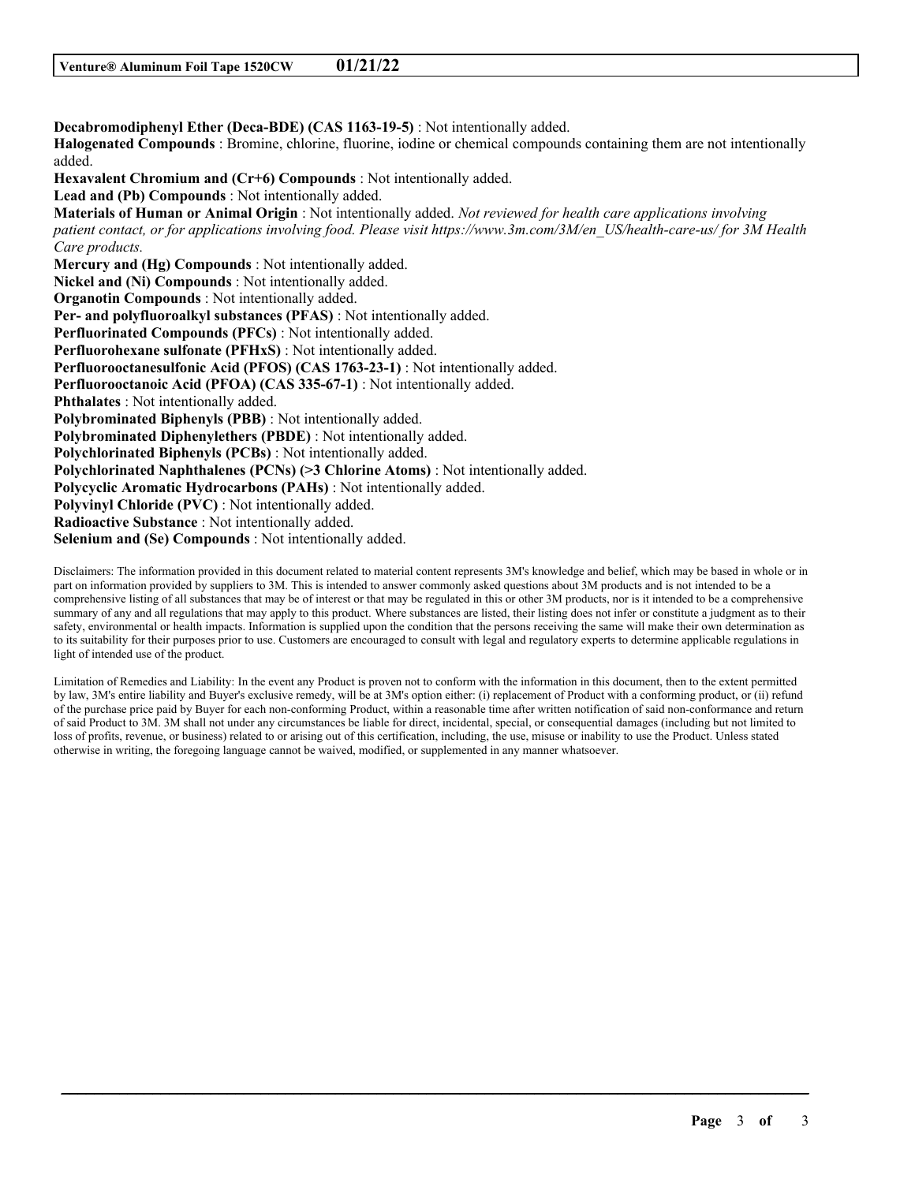**Decabromodiphenyl Ether (Deca-BDE) (CAS 1163-19-5)** : Not intentionally added.

**Halogenated Compounds** : Bromine, chlorine, fluorine, iodine or chemical compounds containing them are not intentionally added.

**Hexavalent Chromium and (Cr+6) Compounds** : Not intentionally added.

**Lead and (Pb) Compounds** : Not intentionally added.

**Materials of Human or Animal Origin** : Not intentionally added. *Not reviewed for health care applications involving patient contact, or for applications involving food. Please visit https://www.3m.com/3M/en_US/health-care-us/ for 3M Health Care products.*

**Mercury and (Hg) Compounds** : Not intentionally added.

**Nickel and (Ni) Compounds** : Not intentionally added.

**Organotin Compounds** : Not intentionally added.

**Per- and polyfluoroalkyl substances (PFAS)** : Not intentionally added.

**Perfluorinated Compounds (PFCs)** : Not intentionally added.

**Perfluorohexane sulfonate (PFHxS)** : Not intentionally added.

**Perfluorooctanesulfonic Acid (PFOS) (CAS 1763-23-1)** : Not intentionally added.

**Perfluorooctanoic Acid (PFOA) (CAS 335-67-1)** : Not intentionally added.

**Phthalates** : Not intentionally added.

**Polybrominated Biphenyls (PBB)** : Not intentionally added.

**Polybrominated Diphenylethers (PBDE)** : Not intentionally added.

**Polychlorinated Biphenyls (PCBs)** : Not intentionally added.

**Polychlorinated Naphthalenes (PCNs) (>3 Chlorine Atoms)** : Not intentionally added.

**Polycyclic Aromatic Hydrocarbons (PAHs)** : Not intentionally added.

**Polyvinyl Chloride (PVC)** : Not intentionally added.

**Radioactive Substance** : Not intentionally added.

**Selenium and (Se) Compounds** : Not intentionally added.

Disclaimers: The information provided in this document related to material content represents 3M's knowledge and belief, which may be based in whole or in part on information provided by suppliers to 3M. This is intended to answer commonly asked questions about 3M products and is not intended to be a comprehensive listing of all substances that may be of interest or that may be regulated in this or other 3M products, nor is it intended to be a comprehensive summary of any and all regulations that may apply to this product. Where substances are listed, their listing does not infer or constitute a judgment as to their safety, environmental or health impacts. Information is supplied upon the condition that the persons receiving the same will make their own determination as to its suitability for their purposes prior to use. Customers are encouraged to consult with legal and regulatory experts to determine applicable regulations in light of intended use of the product.

Limitation of Remedies and Liability: In the event any Product is proven not to conform with the information in this document, then to the extent permitted by law, 3M's entire liability and Buyer's exclusive remedy, will be at 3M's option either: (i) replacement of Product with a conforming product, or (ii) refund of the purchase price paid by Buyer for each non-conforming Product, within a reasonable time after written notification of said non-conformance and return of said Product to 3M. 3M shall not under any circumstances be liable for direct, incidental, special, or consequential damages (including but not limited to loss of profits, revenue, or business) related to or arising out of this certification, including, the use, misuse or inability to use the Product. Unless stated otherwise in writing, the foregoing language cannot be waived, modified, or supplemented in any manner whatsoever.